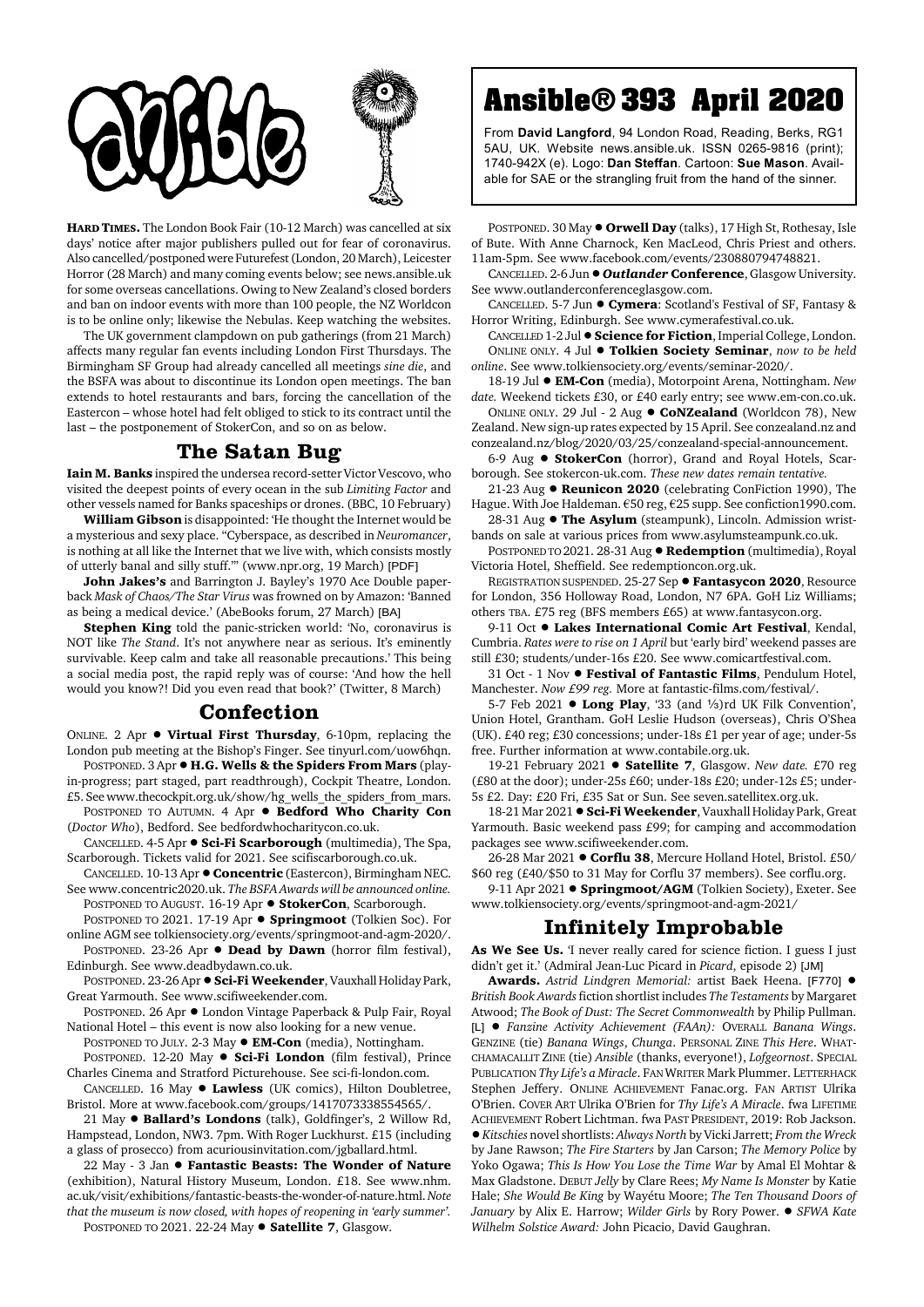# Ansible® 393 April 2020

From **David Langford**, 94 London Road, Reading, Berks, RG1 5AU, UK. Website news.ansible.uk. ISSN 0265-9816 (print); 1740-942X (e). Logo: **Dan Steffan**. Cartoon: **Sue Mason**. Available for SAE or the strangling fruit from the hand of the sinner.

**HARD TIMES.** The London Book Fair (10-12 March) was cancelled at six days' notice after major publishers pulled out for fear of coronavirus. Also cancelled/postponed were Futurefest (London, 20 March), Leicester Horror (28 March) and many coming events below; see news.ansible.uk for some overseas cancellations. Owing to New Zealand's closed borders and ban on indoor events with more than 100 people, the NZ Worldcon is to be online only; likewise the Nebulas. Keep watching the websites.

The UK government clampdown on pub gatherings (from 21 March) affects many regular fan events including London First Thursdays. The Birmingham SF Group had already cancelled all meetings *sine die*, and the BSFA was about to discontinue its London open meetings. The ban extends to hotel restaurants and bars, forcing the cancellation of the Eastercon – whose hotel had felt obliged to stick to its contract until the last – the postponement of StokerCon, and so on as below.

## The Satan Bug

**Iain M. Banks** inspired the undersea record-setter Victor Vescovo, who visited the deepest points of every ocean in the sub *Limiting Factor* and other vessels named for Banks spaceships or drones. (BBC, 10 February)

**William Gibson** is disappointed: 'He thought the Internet would be a mysterious and sexy place. "Cyberspace, as described in *Neuromancer*, is nothing at all like the Internet that we live with, which consists mostly of utterly banal and silly stuff."' (www.npr.org, 19 March) [PDF]

**John Jakes's** and Barrington J. Bayley's 1970 Ace Double paperback *Mask of Chaos/The Star Virus* was frowned on by Amazon: 'Banned as being a medical device.' (AbeBooks forum, 27 March) [BA]

**Stephen King** told the panic-stricken world: 'No, coronavirus is NOT like *The Stand*. It's not anywhere near as serious. It's eminently survivable. Keep calm and take all reasonable precautions.' This being a social media post, the rapid reply was of course: 'And how the hell would you know?! Did you even read that book?' (Twitter, 8 March)

## Confection

ONLINE. 2 Apr ● **Virtual First Thursday**, 6-10pm, replacing the London pub meeting at the Bishop's Finger. See tinyurl.com/uow6hqn.

POSTPONED. 3 Apr ● **H.G. Wells & the Spiders From Mars** (play-in-progress; part staged, part readthrough), Cockpit Theatre, London. £5. See www.thecockpit.org.uk/show/hg_wells_the_spiders_from_mars.

POSTPONED TO AUTUMN. 4 Apr ● **Bedford Who Charity Con** (*Doctor Who*), Bedford. See bedfordwhocharitycon.co.uk.

CANCELLED. 4-5 Apr ● **Sci-Fi Scarborough** (multimedia), The Spa, Scarborough. Tickets valid for 2021. See scifiscarborough.co.uk.

CANCELLED. 10-13 Apr ● **Concentric** (Eastercon), Birmingham NEC. See www.concentric2020.uk. *The BSFA Awards will be announced online.*

POSTPONED TO AUGUST. 16-19 Apr ● **StokerCon**, Scarborough.

POSTPONED TO 2021. 17-19 Apr ● **Springmoot** (Tolkien Soc). For online AGM see tolkiensociety.org/events/springmoot-and-agm-2020/.

POSTPONED. 23-26 Apr ● **Dead by Dawn** (horror film festival), Edinburgh. See www.deadbydawn.co.uk.

POSTPONED. 23-26 Apr ● **Sci-Fi Weekender**, Vauxhall Holiday Park, Great Yarmouth. See www.scifiweekender.com.

POSTPONED. 26 Apr ● London Vintage Paperback & Pulp Fair, Royal National Hotel – this event is now also looking for a new venue.

POSTPONED TO JULY. 2-3 May ● **EM-Con** (media), Nottingham.

POSTPONED. 12-20 May ● **Sci-Fi London** (film festival), Prince Charles Cinema and Stratford Picturehouse. See sci-fi-london.com.

CANCELLED. 16 May ● **Lawless** (UK comics), Hilton Doubletree, Bristol. More at www.facebook.com/groups/1417073338554565/.

21 May ● **Ballard's Londons** (talk), Goldfinger's, 2 Willow Rd, Hampstead, London, NW3. 7pm. With Roger Luckhurst. £15 (including a glass of prosecco) from acuriousinvitation.com/jgballard.html.

22 May - 3 Jan ● **Fantastic Beasts: The Wonder of Nature** (exhibition), Natural History Museum, London. £18. See www.nhm.ac.uk/visit/exhibitions/fantastic-beasts-the-wonder-of-nature.html. *Note that the museum is now closed, with hopes of reopening in 'early summer'.*

POSTPONED TO 2021. 22-24 May ● **Satellite 7**, Glasgow.

POSTPONED. 30 May ● **Orwell Day** (talks), 17 High St, Rothesay, Isle of Bute. With Anne Charnock, Ken MacLeod, Chris Priest and others. 11am-5pm. See www.facebook.com/events/230880794748821.

CANCELLED. 2-6 Jun ● ***Outlander* Conference**, Glasgow University. See www.outlanderconferenceglasgow.com.

CANCELLED. 5-7 Jun ● **Cymera**: Scotland's Festival of SF, Fantasy & Horror Writing, Edinburgh. See www.cymerafestival.co.uk.

CANCELLED 1-2 Jul ● **Science for Fiction**, Imperial College, London.

ONLINE ONLY. 4 Jul ● **Tolkien Society Seminar**, *now to be held online*. See www.tolkiensociety.org/events/seminar-2020/.

18-19 Jul ● **EM-Con** (media), Motorpoint Arena, Nottingham. *New date.* Weekend tickets £30, or £40 early entry; see www.em-con.co.uk.

ONLINE ONLY. 29 Jul - 2 Aug ● **CoNZealand** (Worldcon 78), New Zealand. New sign-up rates expected by 15 April. See conzealand.nz and conzealand.nz/blog/2020/03/25/conzealand-special-announcement.

6-9 Aug ● **StokerCon** (horror), Grand and Royal Hotels, Scarborough. See stokercon-uk.com. *These new dates remain tentative.*

21-23 Aug ● **Reunicon 2020** (celebrating ConFiction 1990), The Hague. With Joe Haldeman. €50 reg, €25 supp. See confiction1990.com.

28-31 Aug ● **The Asylum** (steampunk), Lincoln. Admission wristbands on sale at various prices from www.asylumsteampunk.co.uk.

POSTPONED TO 2021. 28-31 Aug ● **Redemption** (multimedia), Royal Victoria Hotel, Sheffield. See redemptioncon.org.uk.

REGISTRATION SUSPENDED. 25-27 Sep ● **Fantasycon 2020**, Resource for London, 356 Holloway Road, London, N7 6PA. GoH Liz Williams; others TBA. £75 reg (BFS members £65) at www.fantasycon.org.

9-11 Oct ● **Lakes International Comic Art Festival**, Kendal, Cumbria. *Rates were to rise on 1 April* but 'early bird' weekend passes are still £30; students/under-16s £20. See www.comicartfestival.com.

31 Oct - 1 Nov ● **Festival of Fantastic Films**, Pendulum Hotel, Manchester. *Now £99 reg.* More at fantastic-films.com/festival/.

5-7 Feb 2021 ● **Long Play**, '33 (and ⅓)rd UK Filk Convention', Union Hotel, Grantham. GoH Leslie Hudson (overseas), Chris O'Shea (UK). £40 reg; £30 concessions; under-18s £1 per year of age; under-5s free. Further information at www.contabile.org.uk.

19-21 February 2021 ● **Satellite 7**, Glasgow. *New date.* £70 reg (£80 at the door); under-25s £60; under-18s £20; under-12s £5; under-5s £2. Day: £20 Fri, £35 Sat or Sun. See seven.satellitex.org.uk.

18-21 Mar 2021 ● **Sci-Fi Weekender**, Vauxhall Holiday Park, Great Yarmouth. Basic weekend pass £99; for camping and accommodation packages see www.scifiweekender.com.

26-28 Mar 2021 ● **Corflu 38**, Mercure Holland Hotel, Bristol. £50/ $60 reg (£40/$50 to 31 May for Corflu 37 members). See corflu.org.

9-11 Apr 2021 ● **Springmoot/AGM** (Tolkien Society), Exeter. See www.tolkiensociety.org/events/springmoot-and-agm-2021/

## Infinitely Improbable

**As We See Us.** 'I never really cared for science fiction. I guess I just didn't get it.' (Admiral Jean-Luc Picard in *Picard*, episode 2) [JM]

**Awards.** *Astrid Lindgren Memorial:* artist Baek Heena. [F770] ● *British Book Awards* fiction shortlist includes *The Testaments* by Margaret Atwood; *The Book of Dust: The Secret Commonwealth* by Philip Pullman. [L] ● *Fanzine Activity Achievement (FAAn):* OVERALL *Banana Wings*. GENZINE (tie) *Banana Wings*, *Chunga*. PERSONAL ZINE *This Here*. WHATCHAMACALLIT ZINE (tie) *Ansible* (thanks, everyone!), *Lofgeornost*. SPECIAL PUBLICATION *Thy Life's a Miracle*. FAN WRITER Mark Plummer. LETTERHACK Stephen Jeffery. ONLINE ACHIEVEMENT Fanac.org. FAN ARTIST Ulrika O'Brien. COVER ART Ulrika O'Brien for *Thy Life's A Miracle*. fwa LIFETIME ACHIEVEMENT Robert Lichtman. fwa PAST PRESIDENT, 2019: Rob Jackson. ● *Kitschies* novel shortlists: *Always North* by Vicki Jarrett; *From the Wreck* by Jane Rawson; *The Fire Starters* by Jan Carson; *The Memory Police* by Yoko Ogawa; *This Is How You Lose the Time War* by Amal El Mohtar & Max Gladstone. DEBUT *Jelly* by Clare Rees; *My Name Is Monster* by Katie Hale; *She Would Be King* by Wayétu Moore; *The Ten Thousand Doors of January* by Alix E. Harrow; *Wilder Girls* by Rory Power. ● *SFWA Kate Wilhelm Solstice Award:* John Picacio, David Gaughran.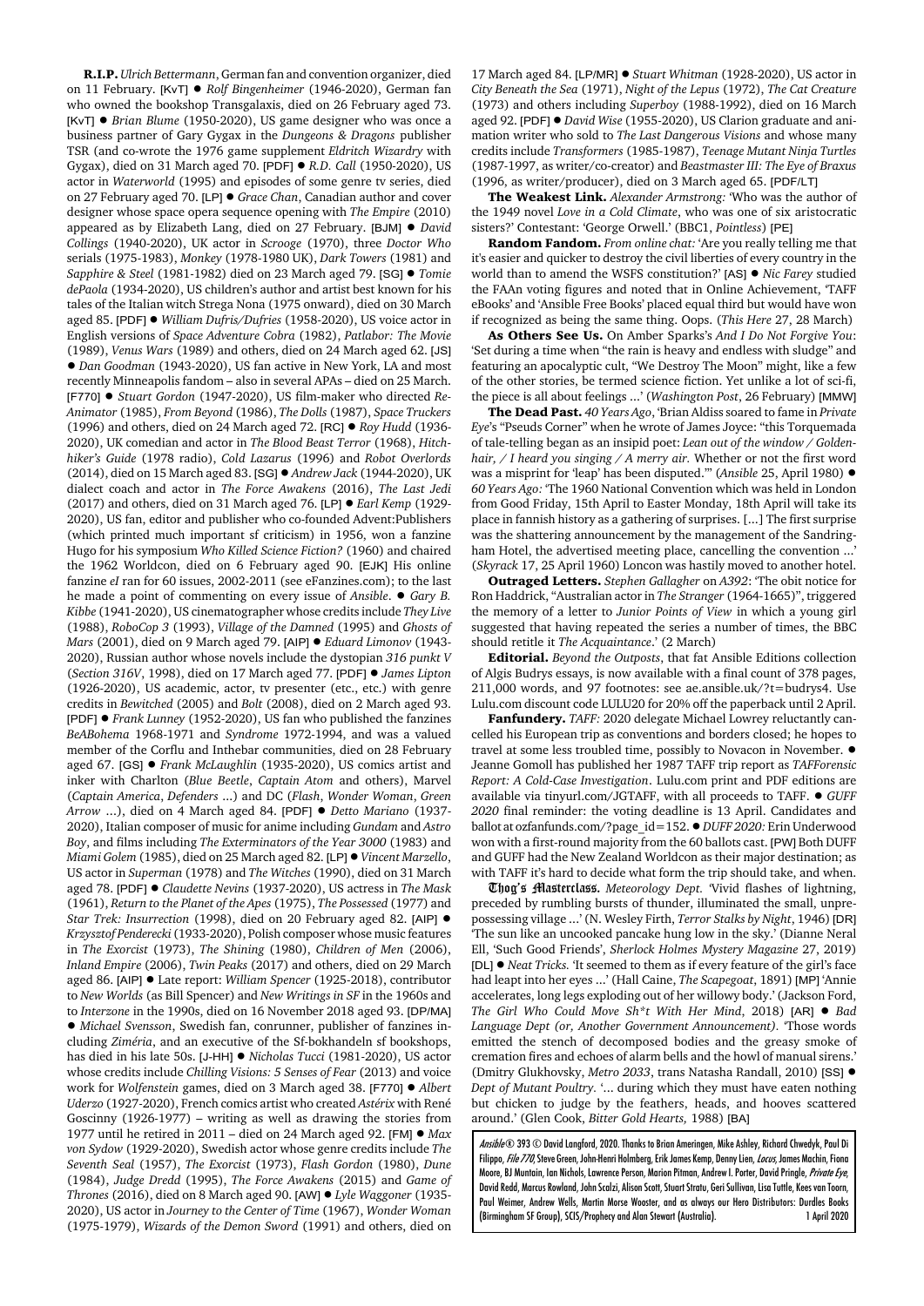**R.I.P.** *Ulrich Bettermann*, German fan and convention organizer, died on 11 February. [KvT] ● *Rolf Bingenheimer* (1946-2020), German fan who owned the bookshop Transgalaxis, died on 26 February aged 73. [KvT] ● *Brian Blume* (1950-2020), US game designer who was once a business partner of Gary Gygax in the *Dungeons & Dragons* publisher TSR (and co-wrote the 1976 game supplement *Eldritch Wizardry* with Gygax), died on 31 March aged 70. [PDF] ● *R.D. Call* (1950-2020), US actor in *Waterworld* (1995) and episodes of some genre tv series, died on 27 February aged 70. [LP] ● *Grace Chan*, Canadian author and cover designer whose space opera sequence opening with *The Empire* (2010) appeared as by Elizabeth Lang, died on 27 February. [BJM] ● *David Collings* (1940-2020), UK actor in *Scrooge* (1970), three *Doctor Who* serials (1975-1983), *Monkey* (1978-1980 UK), *Dark Towers* (1981) and *Sapphire & Steel* (1981-1982) died on 23 March aged 79. [SG] ● *Tomie dePaola* (1934-2020), US children's author and artist best known for his tales of the Italian witch Strega Nona (1975 onward), died on 30 March aged 85. [PDF] ● *William Dufris/Dufries* (1958-2020), US voice actor in English versions of *Space Adventure Cobra* (1982), *Patlabor: The Movie* (1989), *Venus Wars* (1989) and others, died on 24 March aged 62. [JS] ● *Dan Goodman* (1943-2020), US fan active in New York, LA and most recently Minneapolis fandom – also in several APAs – died on 25 March. [F770] ● *Stuart Gordon* (1947-2020), US film-maker who directed *Re-Animator* (1985), *From Beyond* (1986), *The Dolls* (1987), *Space Truckers* (1996) and others, died on 24 March aged 72. [RC] ● *Roy Hudd* (1936-2020), UK comedian and actor in *The Blood Beast Terror* (1968), *Hitchhiker's Guide* (1978 radio), *Cold Lazarus* (1996) and *Robot Overlords* (2014), died on 15 March aged 83. [SG] ● *Andrew Jack* (1944-2020), UK dialect coach and actor in *The Force Awakens* (2016), *The Last Jedi* (2017) and others, died on 31 March aged 76. [LP] ● *Earl Kemp* (1929-2020), US fan, editor and publisher who co-founded Advent:Publishers (which printed much important sf criticism) in 1956, won a fanzine Hugo for his symposium *Who Killed Science Fiction?* (1960) and chaired the 1962 Worldcon, died on 6 February aged 90. [EJK] His online fanzine *eI* ran for 60 issues, 2002-2011 (see eFanzines.com); to the last he made a point of commenting on every issue of *Ansible*. ● *Gary B. Kibbe* (1941-2020), US cinematographer whose credits include *They Live* (1988), *RoboCop 3* (1993), *Village of the Damned* (1995) and *Ghosts of Mars* (2001), died on 9 March aged 79. [AIP] ● *Eduard Limonov* (1943-2020), Russian author whose novels include the dystopian *316 punkt V* (*Section 316V*, 1998), died on 17 March aged 77. [PDF] ● *James Lipton* (1926-2020), US academic, actor, tv presenter (etc., etc.) with genre credits in *Bewitched* (2005) and *Bolt* (2008), died on 2 March aged 93. [PDF] ● *Frank Lunney* (1952-2020), US fan who published the fanzines *BeABohema* 1968-1971 and *Syndrome* 1972-1994, and was a valued member of the Corflu and Inthebar communities, died on 28 February aged 67. [GS] ● *Frank McLaughlin* (1935-2020), US comics artist and inker with Charlton (*Blue Beetle*, *Captain Atom* and others), Marvel (*Captain America*, *Defenders* ...) and DC (*Flash*, *Wonder Woman*, *Green Arrow* ...), died on 4 March aged 84. [PDF] ● *Detto Mariano* (1937-2020), Italian composer of music for anime including *Gundam* and *Astro Boy*, and films including *The Exterminators of the Year 3000* (1983) and *Miami Golem* (1985), died on 25 March aged 82. [LP] ● *Vincent Marzello*, US actor in *Superman* (1978) and *The Witches* (1990), died on 31 March aged 78. [PDF] ● *Claudette Nevins* (1937-2020), US actress in *The Mask* (1961), *Return to the Planet of the Apes* (1975), *The Possessed* (1977) and *Star Trek: Insurrection* (1998), died on 20 February aged 82. [AIP] ● *Krzysztof Penderecki* (1933-2020), Polish composer whose music features in *The Exorcist* (1973), *The Shining* (1980), *Children of Men* (2006), *Inland Empire* (2006), *Twin Peaks* (2017) and others, died on 29 March aged 86. [AIP] ● Late report: *William Spencer* (1925-2018), contributor to *New Worlds* (as Bill Spencer) and *New Writings in SF* in the 1960s and to *Interzone* in the 1990s, died on 16 November 2018 aged 93. [DP/MA] ● *Michael Svensson*, Swedish fan, conrunner, publisher of fanzines including *Zimēria*, and an executive of the Sf-bokhandeln sf bookshops, has died in his late 50s. [J-HH] ● *Nicholas Tucci* (1981-2020), US actor whose credits include *Chilling Visions: 5 Senses of Fear* (2013) and voice work for *Wolfenstein* games, died on 3 March aged 38. [F770] ● *Albert Uderzo* (1927-2020), French comics artist who created *Astérix* with René Goscinny (1926-1977) – writing as well as drawing the stories from 1977 until he retired in 2011 – died on 24 March aged 92. [FM] ● *Max von Sydow* (1929-2020), Swedish actor whose genre credits include *The Seventh Seal* (1957), *The Exorcist* (1973), *Flash Gordon* (1980), *Dune* (1984), *Judge Dredd* (1995), *The Force Awakens* (2015) and *Game of Thrones* (2016), died on 8 March aged 90. [AW] ● *Lyle Waggoner* (1935-2020), US actor in *Journey to the Center of Time* (1967), *Wonder Woman* (1975-1979), *Wizards of the Demon Sword* (1991) and others, died on 17 March aged 84. [LP/MR] ● *Stuart Whitman* (1928-2020), US actor in *City Beneath the Sea* (1971), *Night of the Lepus* (1972), *The Cat Creature* (1973) and others including *Superboy* (1988-1992), died on 16 March aged 92. [PDF] ● *David Wise* (1955-2020), US Clarion graduate and animation writer who sold to *The Last Dangerous Visions* and whose many credits include *Transformers* (1985-1987), *Teenage Mutant Ninja Turtles* (1987-1997, as writer/co-creator) and *Beastmaster III: The Eye of Braxus* (1996, as writer/producer), died on 3 March aged 65. [PDF/LT]

**The Weakest Link.** *Alexander Armstrong:* 'Who was the author of the 1949 novel *Love in a Cold Climate*, who was one of six aristocratic sisters?' Contestant: 'George Orwell.' (BBC1, *Pointless*) [PE]

**Random Fandom.** *From online chat:* 'Are you really telling me that it's easier and quicker to destroy the civil liberties of every country in the world than to amend the WSFS constitution?' [AS] ● *Nic Farey* studied the FAAn voting figures and noted that in Online Achievement, 'TAFF eBooks' and 'Ansible Free Books' placed equal third but would have won if recognized as being the same thing. Oops. (*This Here* 27, 28 March)

**As Others See Us.** On Amber Sparks's *And I Do Not Forgive You*: 'Set during a time when "the rain is heavy and endless with sludge" and featuring an apocalyptic cult, "We Destroy The Moon" might, like a few of the other stories, be termed science fiction. Yet unlike a lot of sci-fi, the piece is all about feelings ...' (*Washington Post*, 26 February) [MMW]

**The Dead Past.** *40 Years Ago*, 'Brian Aldiss soared to fame in *Private Eye*'s "Pseuds Corner" when he wrote of James Joyce: "this Torquemada of tale-telling began as an insipid poet: *Lean out of the window / Goldenhair, / I heard you singing / A merry air.* Whether or not the first word was a misprint for 'leap' has been disputed."' (*Ansible* 25, April 1980) ● *60 Years Ago:* 'The 1960 National Convention which was held in London from Good Friday, 15th April to Easter Monday, 18th April will take its place in fannish history as a gathering of surprises. [...] The first surprise was the shattering announcement by the management of the Sandringham Hotel, the advertised meeting place, cancelling the convention ...' (*Skyrack* 17, 25 April 1960) Loncon was hastily moved to another hotel.

**Outraged Letters.** *Stephen Gallagher* on *A392*: 'The obit notice for Ron Haddrick, "Australian actor in *The Stranger* (1964-1665)", triggered the memory of a letter to *Junior Points of View* in which a young girl suggested that having repeated the series a number of times, the BBC should retitle it *The Acquaintance*.' (2 March)

**Editorial.** *Beyond the Outposts*, that fat Ansible Editions collection of Algis Budrys essays, is now available with a final count of 378 pages, 211,000 words, and 97 footnotes: see ae.ansible.uk/?t=budrys4. Use Lulu.com discount code LULU20 for 20% off the paperback until 2 April.

**Fanfundery.** *TAFF:* 2020 delegate Michael Lowrey reluctantly cancelled his European trip as conventions and borders closed; he hopes to travel at some less troubled time, possibly to Novacon in November. ● Jeanne Gomoll has published her 1987 TAFF trip report as *TAFForensic Report: A Cold-Case Investigation*. Lulu.com print and PDF editions are available via tinyurl.com/JGTAFF, with all proceeds to TAFF. ● *GUFF 2020* final reminder: the voting deadline is 13 April. Candidates and ballot at ozfanfunds.com/?page_id=152. ● *DUFF 2020:* Erin Underwood won with a first-round majority from the 60 ballots cast. [PW] Both DUFF and GUFF had the New Zealand Worldcon as their major destination; as with TAFF it's hard to decide what form the trip should take, and when.

**Thog's Masterclass.** *Meteorology Dept.* 'Vivid flashes of lightning, preceded by rumbling bursts of thunder, illuminated the small, unprepossessing village ...' (N. Wesley Firth, *Terror Stalks by Night*, 1946) [DR] 'The sun like an uncooked pancake hung low in the sky.' (Dianne Neral Ell, 'Such Good Friends', *Sherlock Holmes Mystery Magazine* 27, 2019) [DL] ● *Neat Tricks.* 'It seemed to them as if every feature of the girl's face had leapt into her eyes ...' (Hall Caine, *The Scapegoat*, 1891) [MP] 'Annie accelerates, long legs exploding out of her willowy body.' (Jackson Ford, *The Girl Who Could Move Sh*t With Her Mind*, 2018) [AR] ● *Bad Language Dept (or, Another Government Announcement).* 'Those words emitted the stench of decomposed bodies and the greasy smoke of cremation fires and echoes of alarm bells and the howl of nasal sirens.' (Dmitry Glukhovsky, *Metro 2033*, trans Natasha Randall, 2010) [SS] ● *Dept of Mutant Poultry.* '... during which they must have eaten nothing but chicken to judge by the feathers, heads, and hooves scattered around.' (Glen Cook, *Bitter Gold Hearts,* 1988) [BA]

*Ansible*® 393 © David Langford, 2020. Thanks to Brian Ameringen, Mike Ashley, Richard Chwedyk, Paul Di Filippo, *File 770*, Steve Green, John-Henri Holmberg, Erik James Kemp, Denny Lien, *Locus*, James Machin, Fiona Moore, BJ Muntain, Ian Nichols, Lawrence Person, Marion Pitman, Andrew I. Porter, David Pringle, *Private Eye*, David Redd, Marcus Rowland, John Scalzi, Alison Scott, Stuart Stratu, Geri Sullivan, Lisa Tuttle, Kees van Toorn, Paul Weimer, Andrew Wells, Martin Morse Wooster, and as always our Hero Distributors: Durdles Books (Birmingham SF Group), SCIS/Prophecy and Alan Stewart (Australia). 1 April 2020